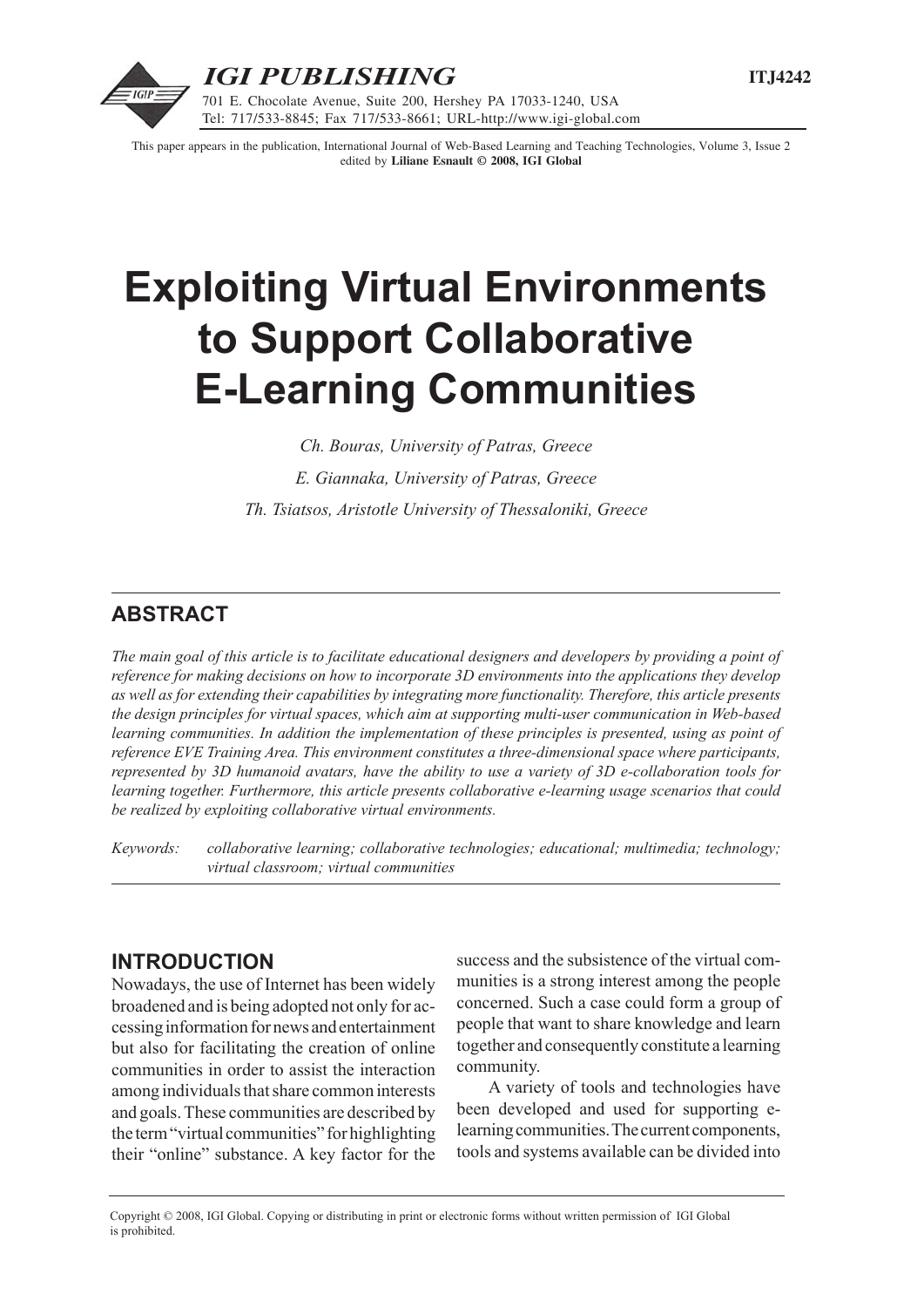This paper appears in the publication, International Journal of Web-Based Learning and Teaching Technologies, Volume 3, Issue 2 edited by **Liliane Esnault © 2008, IGI Global**

# Exploiting Virtual Environments to Support Collaborative E-Learning Communities

*Ch. Bouras, University of Patras, Greece*

*E. Giannaka, University of Patras, Greece*

*Th. Tsiatsos, Aristotle University of Thessaloniki, Greece*

## ABSTRACT

*The main goal of this article is to facilitate educational designers and developers by providing a point of reference for making decisions on how to incorporate 3D environments into the applications they develop as well as for extending their capabilities by integrating more functionality. Therefore, this article presents the design principles for virtual spaces, which aim at supporting multi-user communication in Web-based learning communities. In addition the implementation of these principles is presented, using as point of reference EVE Training Area. This environment constitutes a three-dimensional space where participants, represented by 3D humanoid avatars, have the ability to use a variety of 3D e-collaboration tools for learning together. Furthermore, this article presents collaborative e-learning usage scenarios that could be realized by exploiting collaborative virtual environments.*

*Keywords:* *collaborative learning; collaborative technologies; educational; multimedia; technology; virtual classroom; virtual communities*

## INTRODUCTION

Nowadays, the use of Internet has been widely broadened and is being adopted not only for accessing information for news and entertainment but also for facilitating the creation of online communities in order to assist the interaction among individuals that share common interests and goals. These communities are described by the term "virtual communities" for highlighting their "online" substance. A key factor for the success and the subsistence of the virtual communities is a strong interest among the people concerned. Such a case could form a group of people that want to share knowledge and learn together and consequently constitute a learning community.

A variety of tools and technologies have been developed and used for supporting e-learning communities. The current components, tools and systems available can be divided into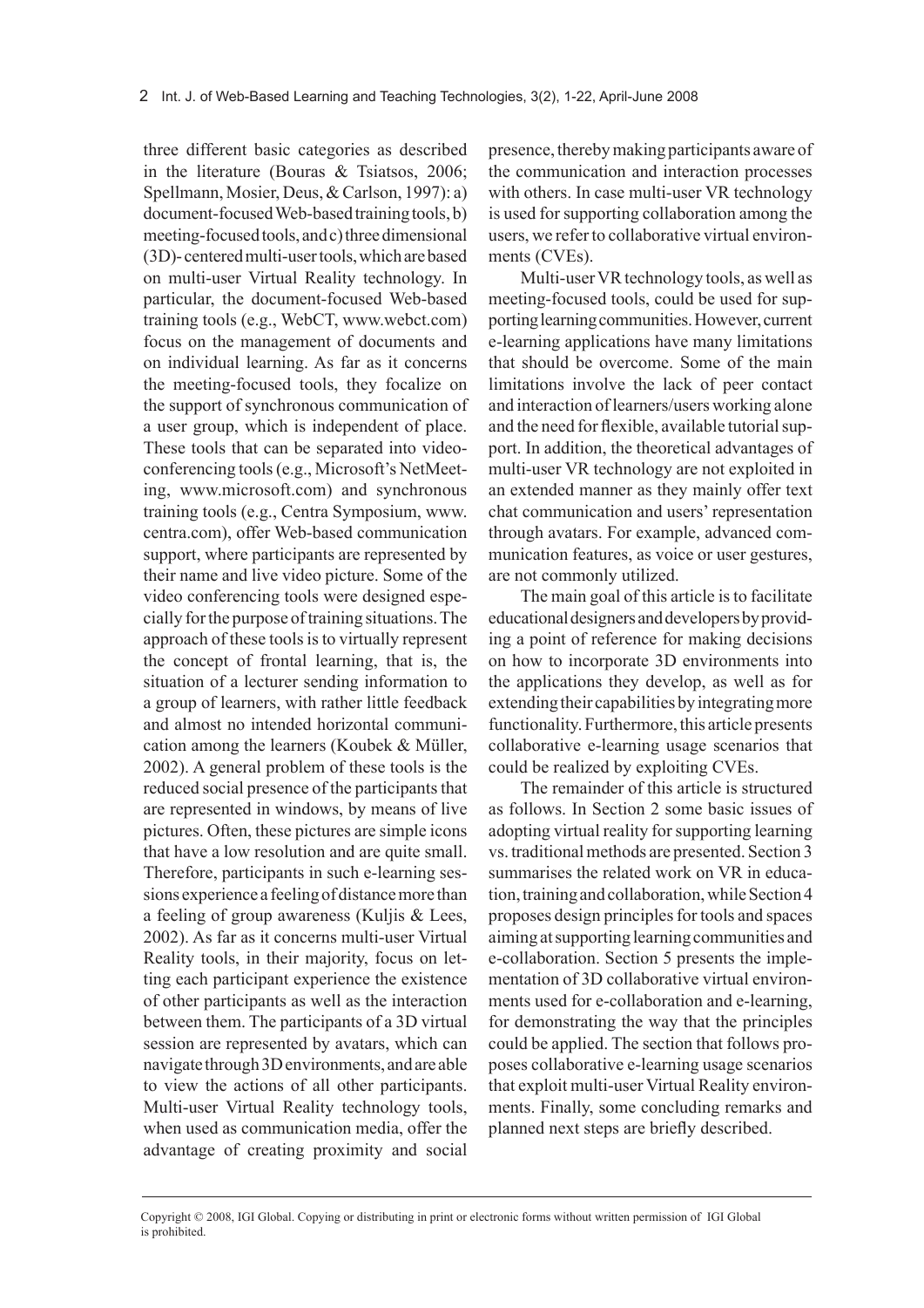three different basic categories as described in the literature (Bouras & Tsiatsos, 2006; Spellmann, Mosier, Deus, & Carlson, 1997): a) document-focused Web-based training tools, b) meeting-focused tools, and c) three dimensional (3D)- centered multi-user tools, which are based on multi-user Virtual Reality technology. In particular, the document-focused Web-based training tools (e.g., WebCT, www.webct.com) focus on the management of documents and on individual learning. As far as it concerns the meeting-focused tools, they focalize on the support of synchronous communication of a user group, which is independent of place. These tools that can be separated into video-conferencing tools (e.g., Microsoft's NetMeeting, www.microsoft.com) and synchronous training tools (e.g., Centra Symposium, www.centra.com), offer Web-based communication support, where participants are represented by their name and live video picture. Some of the video conferencing tools were designed especially for the purpose of training situations. The approach of these tools is to virtually represent the concept of frontal learning, that is, the situation of a lecturer sending information to a group of learners, with rather little feedback and almost no intended horizontal communication among the learners (Koubek & Müller, 2002). A general problem of these tools is the reduced social presence of the participants that are represented in windows, by means of live pictures. Often, these pictures are simple icons that have a low resolution and are quite small. Therefore, participants in such e-learning sessions experience a feeling of distance more than a feeling of group awareness (Kuljis & Lees, 2002). As far as it concerns multi-user Virtual Reality tools, in their majority, focus on letting each participant experience the existence of other participants as well as the interaction between them. The participants of a 3D virtual session are represented by avatars, which can navigate through 3D environments, and are able to view the actions of all other participants. Multi-user Virtual Reality technology tools, when used as communication media, offer the advantage of creating proximity and social presence, thereby making participants aware of the communication and interaction processes with others. In case multi-user VR technology is used for supporting collaboration among the users, we refer to collaborative virtual environments (CVEs).

Multi-user VR technology tools, as well as meeting-focused tools, could be used for supporting learning communities. However, current e-learning applications have many limitations that should be overcome. Some of the main limitations involve the lack of peer contact and interaction of learners/users working alone and the need for flexible, available tutorial support. In addition, the theoretical advantages of multi-user VR technology are not exploited in an extended manner as they mainly offer text chat communication and users' representation through avatars. For example, advanced communication features, as voice or user gestures, are not commonly utilized.

The main goal of this article is to facilitate educational designers and developers by providing a point of reference for making decisions on how to incorporate 3D environments into the applications they develop, as well as for extending their capabilities by integrating more functionality. Furthermore, this article presents collaborative e-learning usage scenarios that could be realized by exploiting CVEs.

The remainder of this article is structured as follows. In Section 2 some basic issues of adopting virtual reality for supporting learning vs. traditional methods are presented. Section 3 summarises the related work on VR in education, training and collaboration, while Section 4 proposes design principles for tools and spaces aiming at supporting learning communities and e-collaboration. Section 5 presents the implementation of 3D collaborative virtual environments used for e-collaboration and e-learning, for demonstrating the way that the principles could be applied. The section that follows proposes collaborative e-learning usage scenarios that exploit multi-user Virtual Reality environments. Finally, some concluding remarks and planned next steps are briefly described.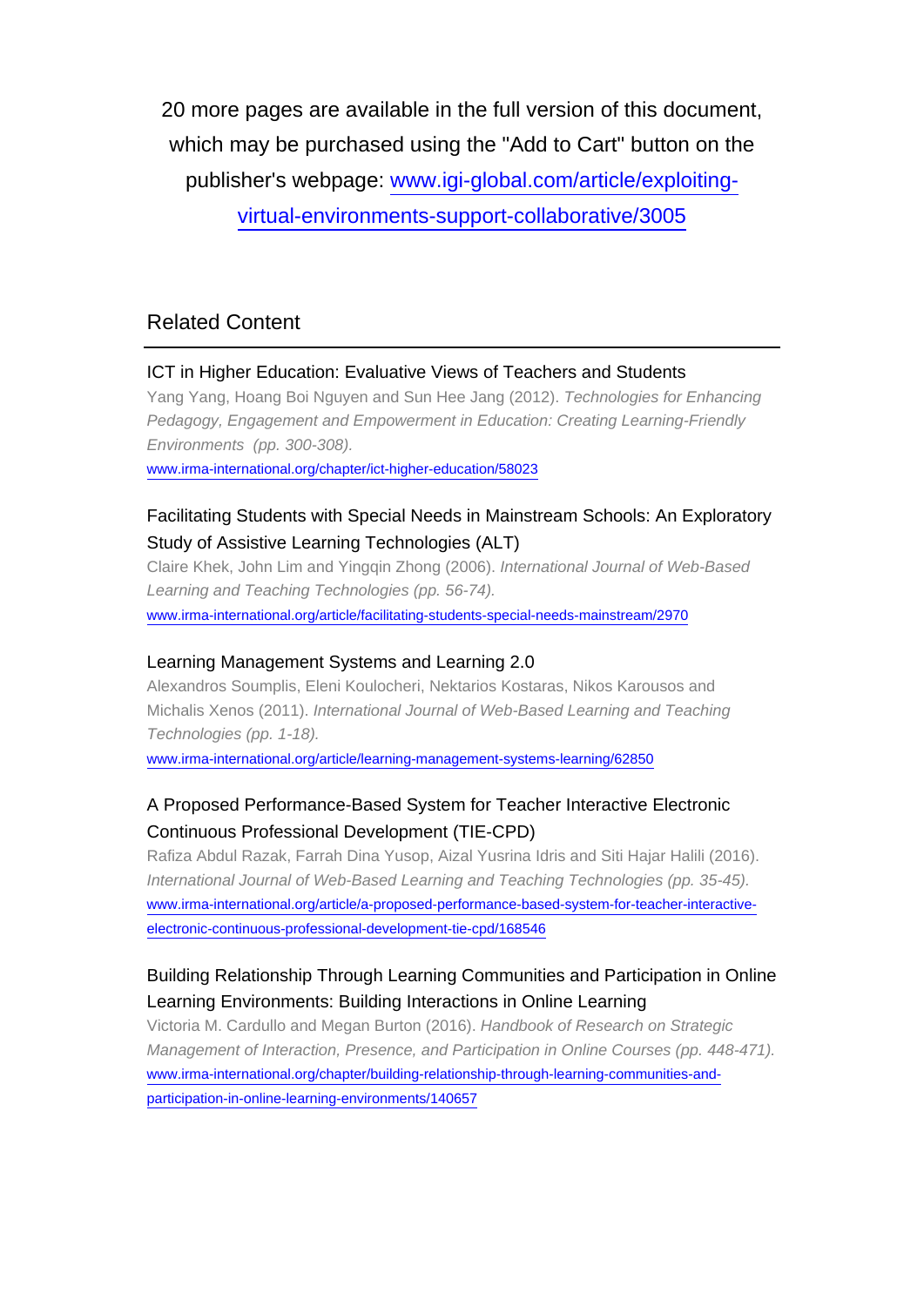20 more pages are available in the full version of this document, which may be purchased using the "Add to Cart" button on the publisher's webpage: [www.igi-global.com/article/exploiting-virtual-environments-support-collaborative/3005](www.igi-global.com/article/exploiting-virtual-environments-support-collaborative/3005)

## Related Content

---

ICT in Higher Education: Evaluative Views of Teachers and Students

Yang Yang, Hoang Boi Nguyen and Sun Hee Jang (2012). *Technologies for Enhancing Pedagogy, Engagement and Empowerment in Education: Creating Learning-Friendly Environments (pp. 300-308).*

[www.irma-international.org/chapter/ict-higher-education/58023](www.irma-international.org/chapter/ict-higher-education/58023)

Facilitating Students with Special Needs in Mainstream Schools: An Exploratory Study of Assistive Learning Technologies (ALT)

Claire Khek, John Lim and Yingqin Zhong (2006). *International Journal of Web-Based Learning and Teaching Technologies (pp. 56-74).*

[www.irma-international.org/article/facilitating-students-special-needs-mainstream/2970](www.irma-international.org/article/facilitating-students-special-needs-mainstream/2970)

Learning Management Systems and Learning 2.0

Alexandros Soumplis, Eleni Koulocheri, Nektarios Kostaras, Nikos Karousos and Michalis Xenos (2011). *International Journal of Web-Based Learning and Teaching Technologies (pp. 1-18).*

[www.irma-international.org/article/learning-management-systems-learning/62850](www.irma-international.org/article/learning-management-systems-learning/62850)

A Proposed Performance-Based System for Teacher Interactive Electronic Continuous Professional Development (TIE-CPD)

Rafiza Abdul Razak, Farrah Dina Yusop, Aizal Yusrina Idris and Siti Hajar Halili (2016). *International Journal of Web-Based Learning and Teaching Technologies (pp. 35-45).*

[www.irma-international.org/article/a-proposed-performance-based-system-for-teacher-interactive-electronic-continuous-professional-development-tie-cpd/168546](www.irma-international.org/article/a-proposed-performance-based-system-for-teacher-interactive-electronic-continuous-professional-development-tie-cpd/168546)

Building Relationship Through Learning Communities and Participation in Online Learning Environments: Building Interactions in Online Learning

Victoria M. Cardullo and Megan Burton (2016). *Handbook of Research on Strategic Management of Interaction, Presence, and Participation in Online Courses (pp. 448-471).*

[www.irma-international.org/chapter/building-relationship-through-learning-communities-and-participation-in-online-learning-environments/140657](www.irma-international.org/chapter/building-relationship-through-learning-communities-and-participation-in-online-learning-environments/140657)